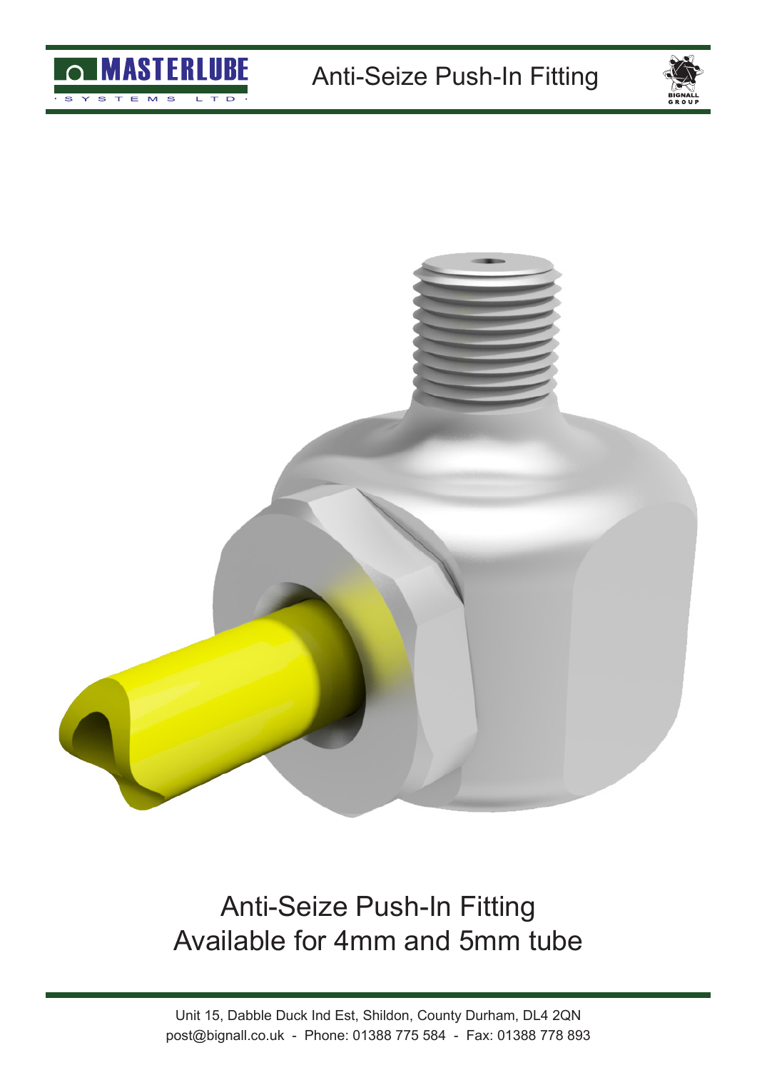# Anti-Seize Push-In Fitting

MASTERLUBE SYSTEMS LTD

BIGNALL GROUP

## Anti-Seize Push-In Fitting
## Available for 4mm and 5mm tube

Unit 15, Dabble Duck Ind Est, Shildon, County Durham, DL4 2QN
post@bignall.co.uk - Phone: 01388 775 584 - Fax: 01388 778 893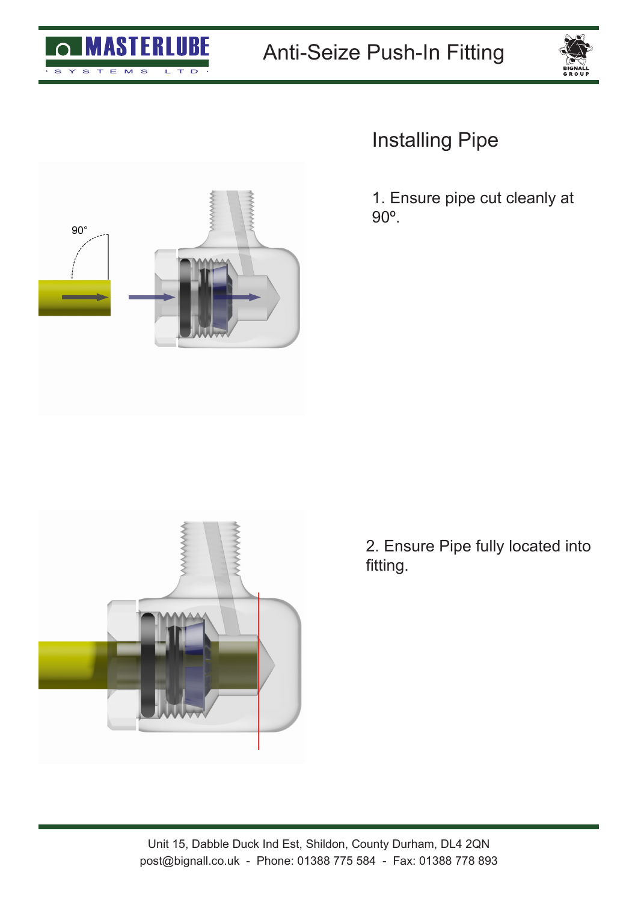## Installing Pipe

1. Ensure pipe cut cleanly at 90º.

2. Ensure Pipe fully located into fitting.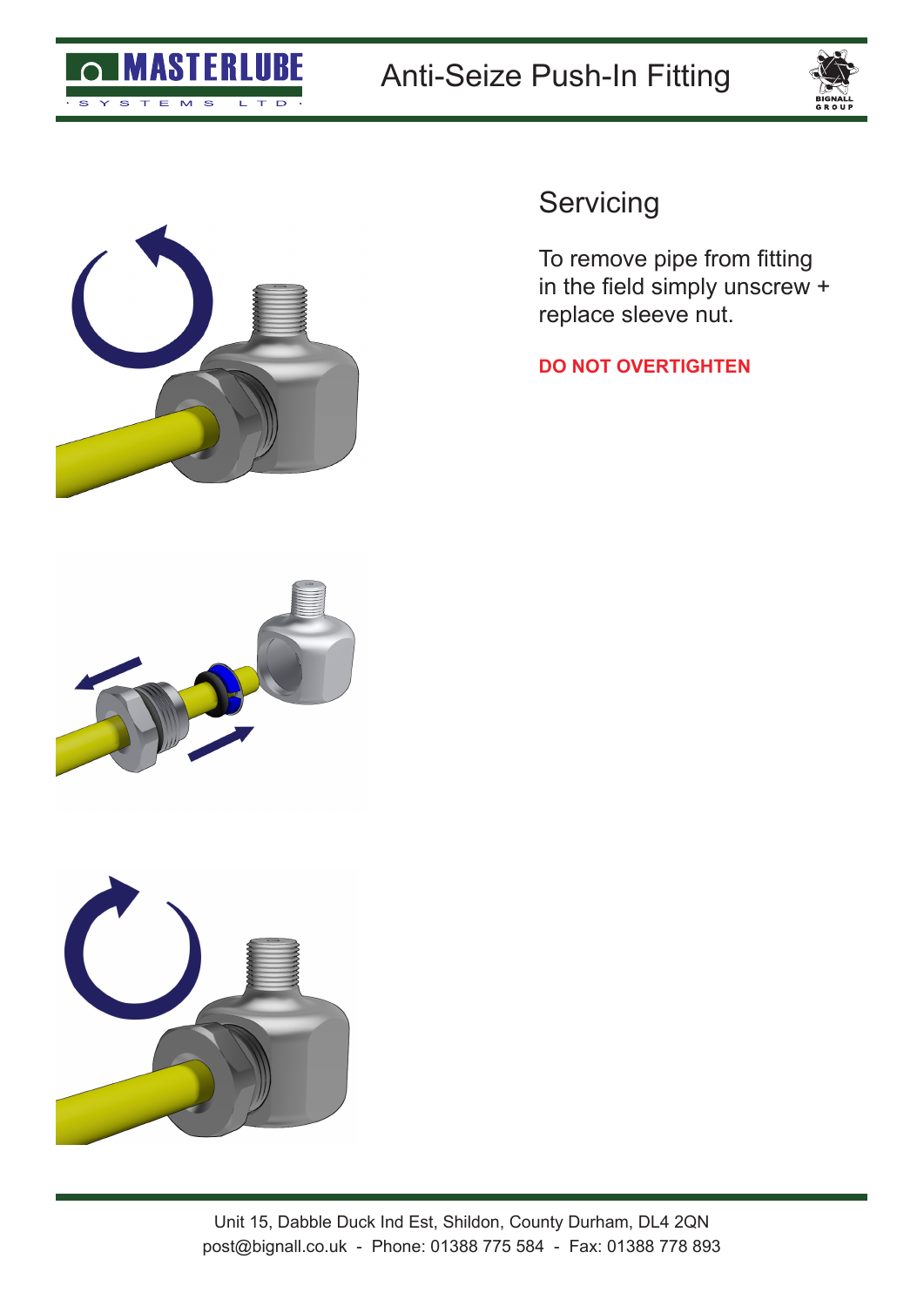## Servicing

To remove pipe from fitting in the field simply unscrew + replace sleeve nut.

**DO NOT OVERTIGHTEN**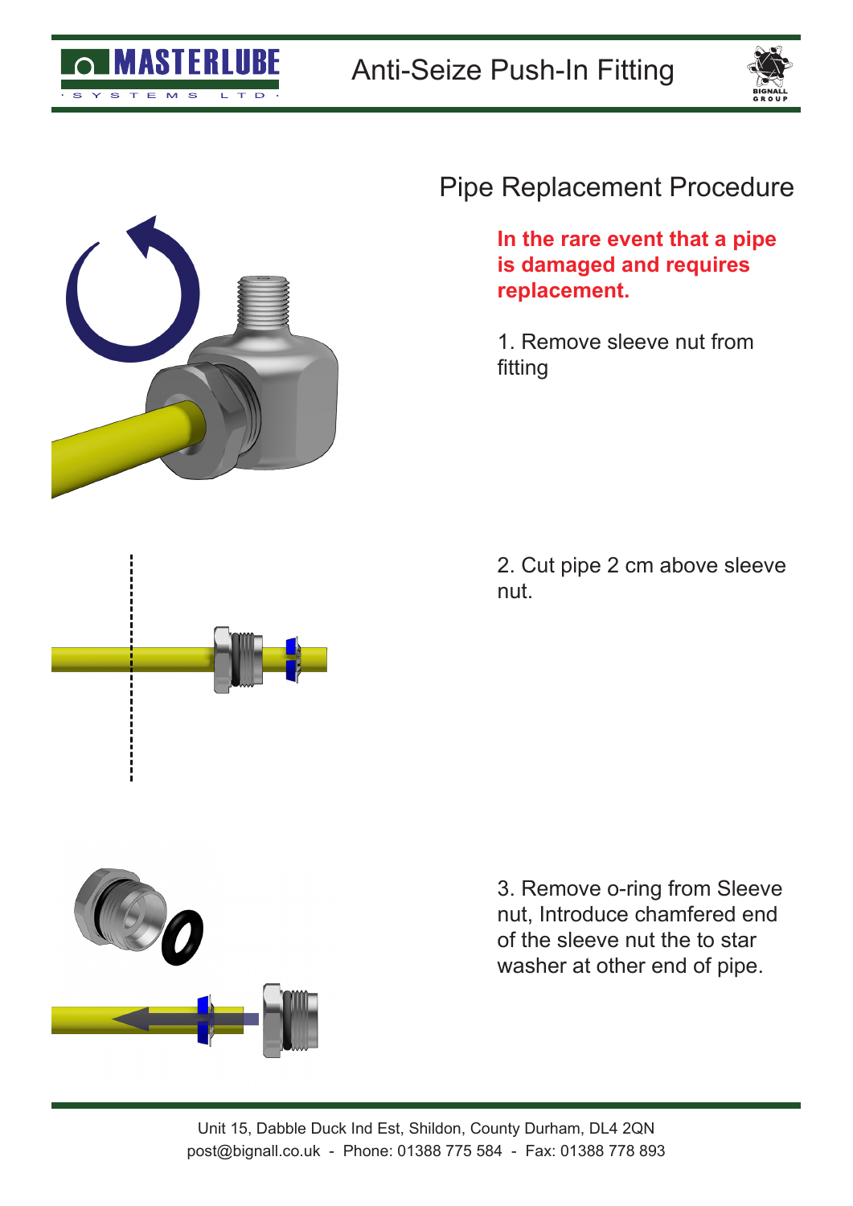# Anti-Seize Push-In Fitting

## Pipe Replacement Procedure

**In the rare event that a pipe is damaged and requires replacement.**

1. Remove sleeve nut from fitting

2. Cut pipe 2 cm above sleeve nut.

3. Remove o-ring from Sleeve nut, Introduce chamfered end of the sleeve nut the to star washer at other end of pipe.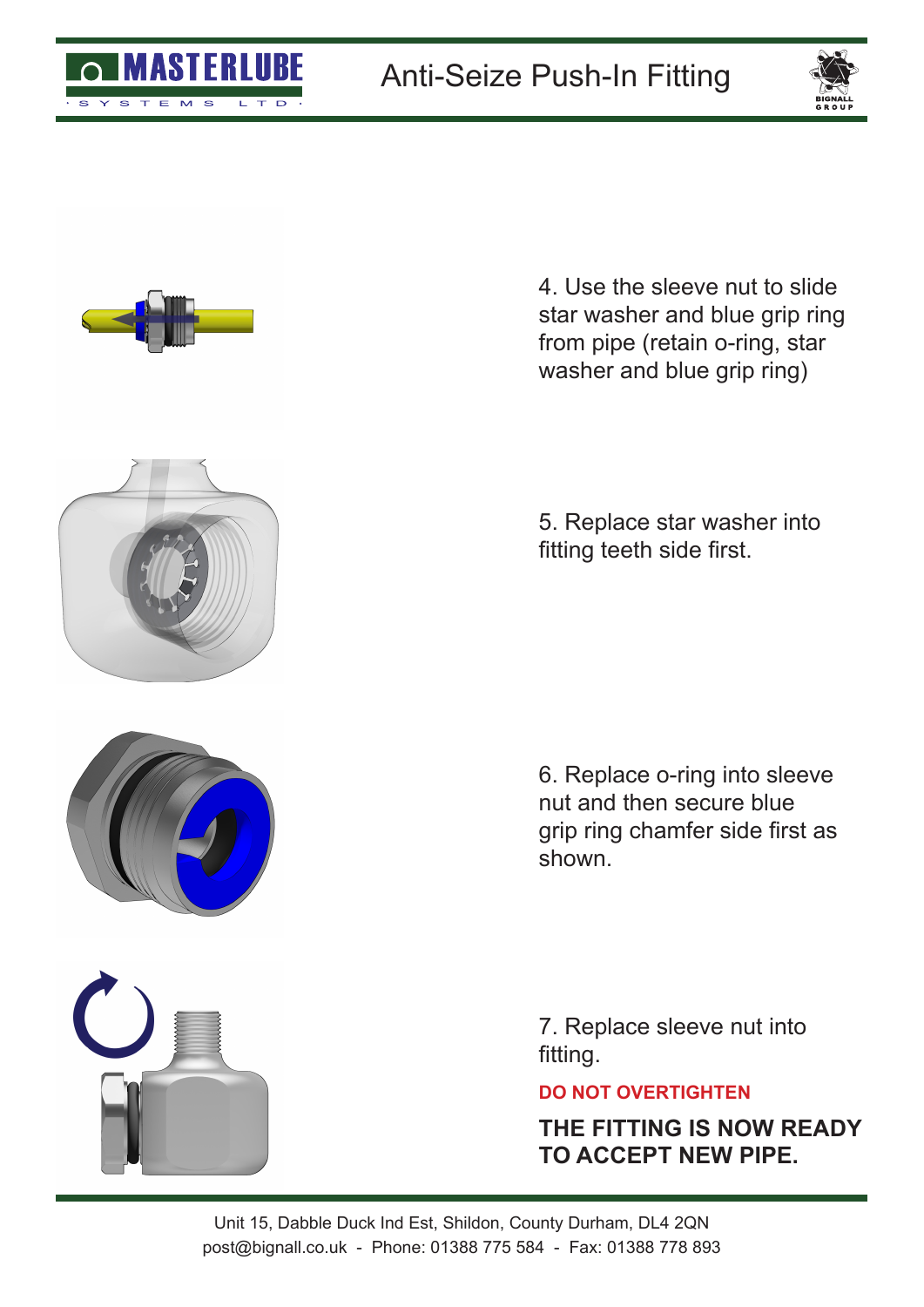4. Use the sleeve nut to slide star washer and blue grip ring from pipe (retain o-ring, star washer and blue grip ring)

5. Replace star washer into fitting teeth side first.

6. Replace o-ring into sleeve nut and then secure blue grip ring chamfer side first as shown.

7. Replace sleeve nut into fitting.

**DO NOT OVERTIGHTEN**

**THE FITTING IS NOW READY TO ACCEPT NEW PIPE.**

Unit 15, Dabble Duck Ind Est, Shildon, County Durham, DL4 2QN
post@bignall.co.uk - Phone: 01388 775 584 - Fax: 01388 778 893